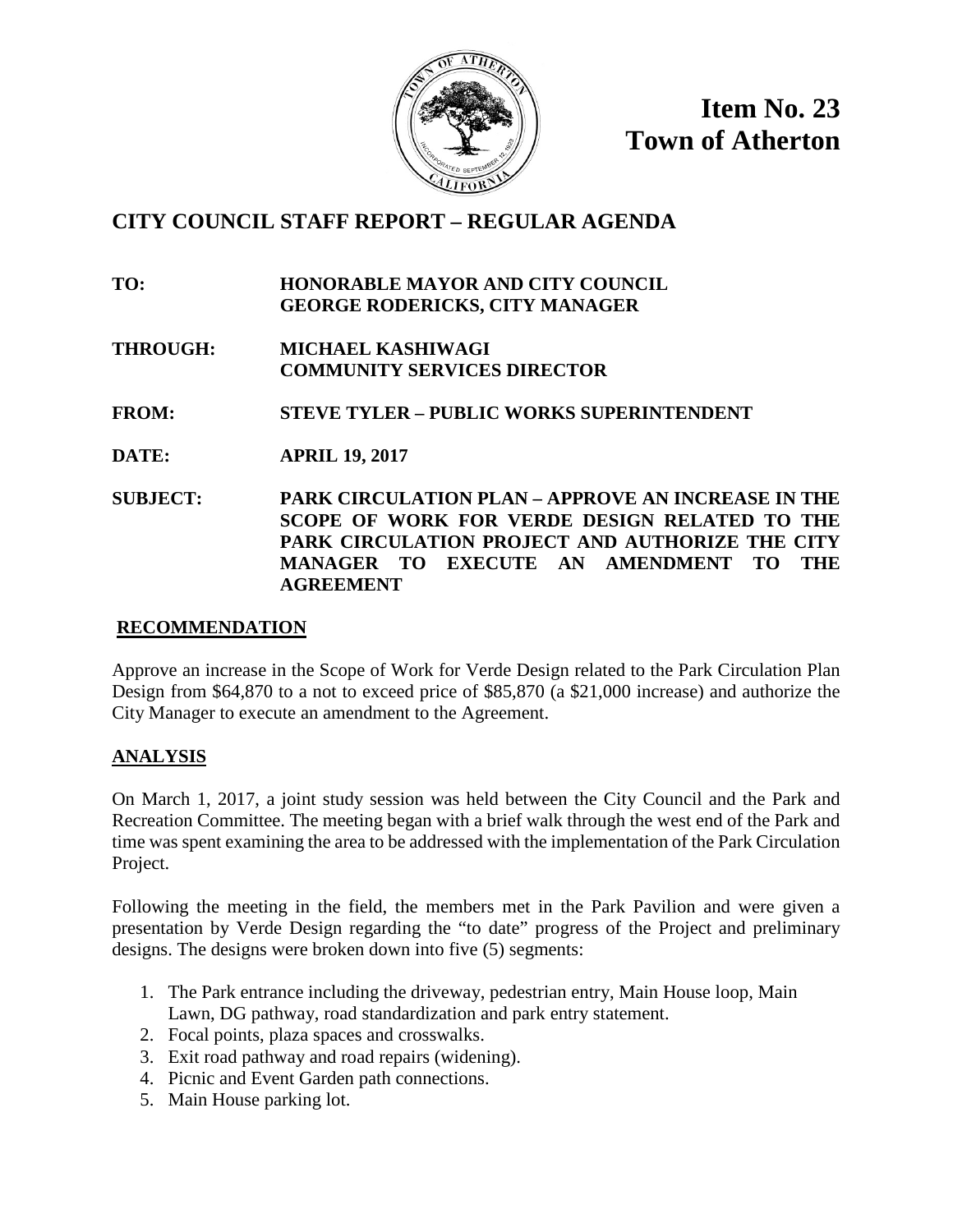**Item No. 23**
**Town of Atherton**

## CITY COUNCIL STAFF REPORT – REGULAR AGENDA

**TO:** **HONORABLE MAYOR AND CITY COUNCIL**
**GEORGE RODERICKS, CITY MANAGER**

**THROUGH:** **MICHAEL KASHIWAGI**
**COMMUNITY SERVICES DIRECTOR**

**FROM:** **STEVE TYLER – PUBLIC WORKS SUPERINTENDENT**

**DATE:** **APRIL 19, 2017**

**SUBJECT:** **PARK CIRCULATION PLAN – APPROVE AN INCREASE IN THE SCOPE OF WORK FOR VERDE DESIGN RELATED TO THE PARK CIRCULATION PROJECT AND AUTHORIZE THE CITY MANAGER TO EXECUTE AN AMENDMENT TO THE AGREEMENT**

### RECOMMENDATION

Approve an increase in the Scope of Work for Verde Design related to the Park Circulation Plan Design from $64,870 to a not to exceed price of $85,870 (a $21,000 increase) and authorize the City Manager to execute an amendment to the Agreement.

### ANALYSIS

On March 1, 2017, a joint study session was held between the City Council and the Park and Recreation Committee. The meeting began with a brief walk through the west end of the Park and time was spent examining the area to be addressed with the implementation of the Park Circulation Project.

Following the meeting in the field, the members met in the Park Pavilion and were given a presentation by Verde Design regarding the "to date" progress of the Project and preliminary designs. The designs were broken down into five (5) segments:

1. The Park entrance including the driveway, pedestrian entry, Main House loop, Main Lawn, DG pathway, road standardization and park entry statement.
2. Focal points, plaza spaces and crosswalks.
3. Exit road pathway and road repairs (widening).
4. Picnic and Event Garden path connections.
5. Main House parking lot.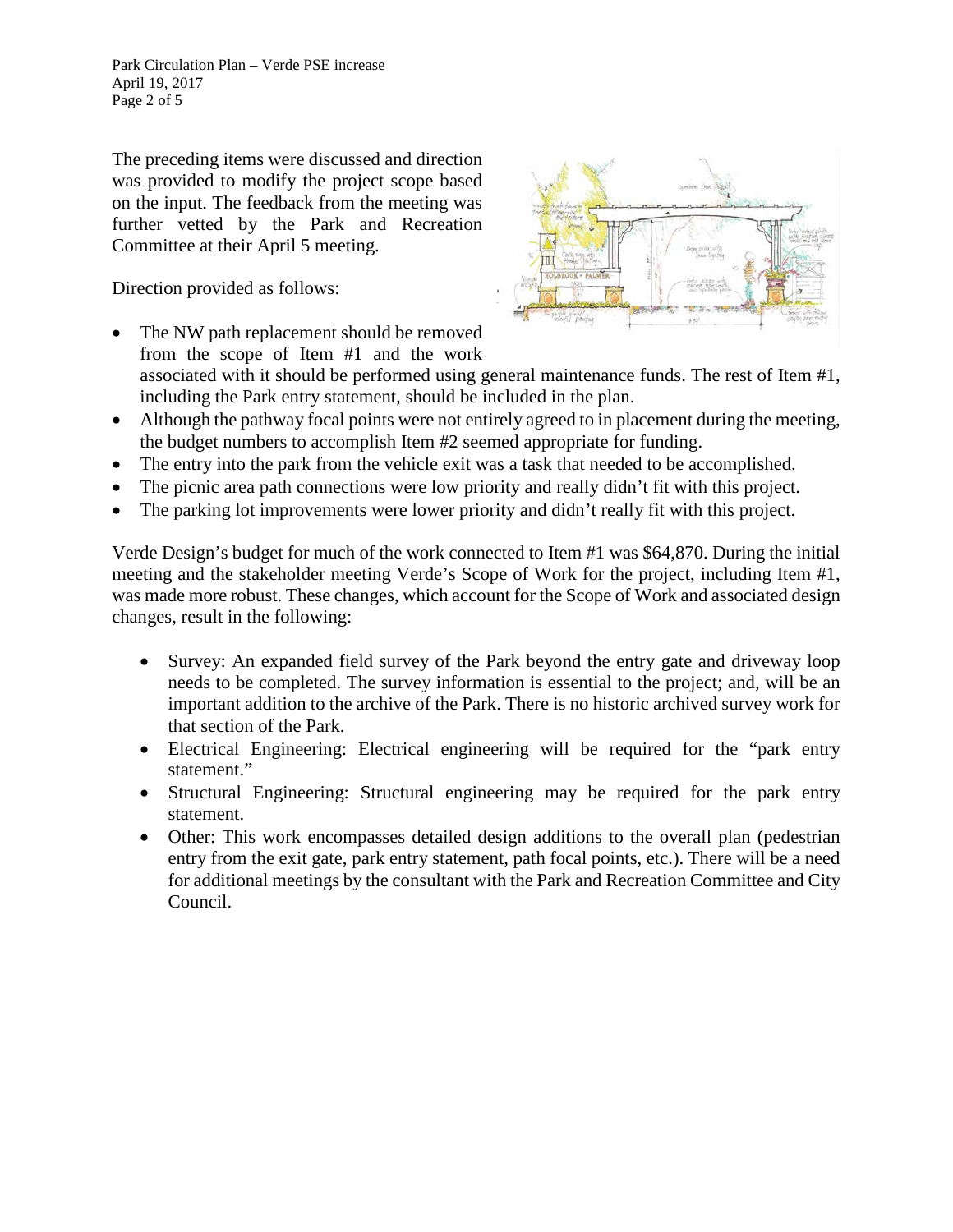The preceding items were discussed and direction was provided to modify the project scope based on the input. The feedback from the meeting was further vetted by the Park and Recreation Committee at their April 5 meeting.

Direction provided as follows:

- The NW path replacement should be removed from the scope of Item #1 and the work associated with it should be performed using general maintenance funds. The rest of Item #1, including the Park entry statement, should be included in the plan.
- Although the pathway focal points were not entirely agreed to in placement during the meeting, the budget numbers to accomplish Item #2 seemed appropriate for funding.
- The entry into the park from the vehicle exit was a task that needed to be accomplished.
- The picnic area path connections were low priority and really didn't fit with this project.
- The parking lot improvements were lower priority and didn't really fit with this project.

Verde Design's budget for much of the work connected to Item #1 was $64,870. During the initial meeting and the stakeholder meeting Verde's Scope of Work for the project, including Item #1, was made more robust. These changes, which account for the Scope of Work and associated design changes, result in the following:

- Survey: An expanded field survey of the Park beyond the entry gate and driveway loop needs to be completed. The survey information is essential to the project; and, will be an important addition to the archive of the Park. There is no historic archived survey work for that section of the Park.
- Electrical Engineering: Electrical engineering will be required for the "park entry statement."
- Structural Engineering: Structural engineering may be required for the park entry statement.
- Other: This work encompasses detailed design additions to the overall plan (pedestrian entry from the exit gate, park entry statement, path focal points, etc.). There will be a need for additional meetings by the consultant with the Park and Recreation Committee and City Council.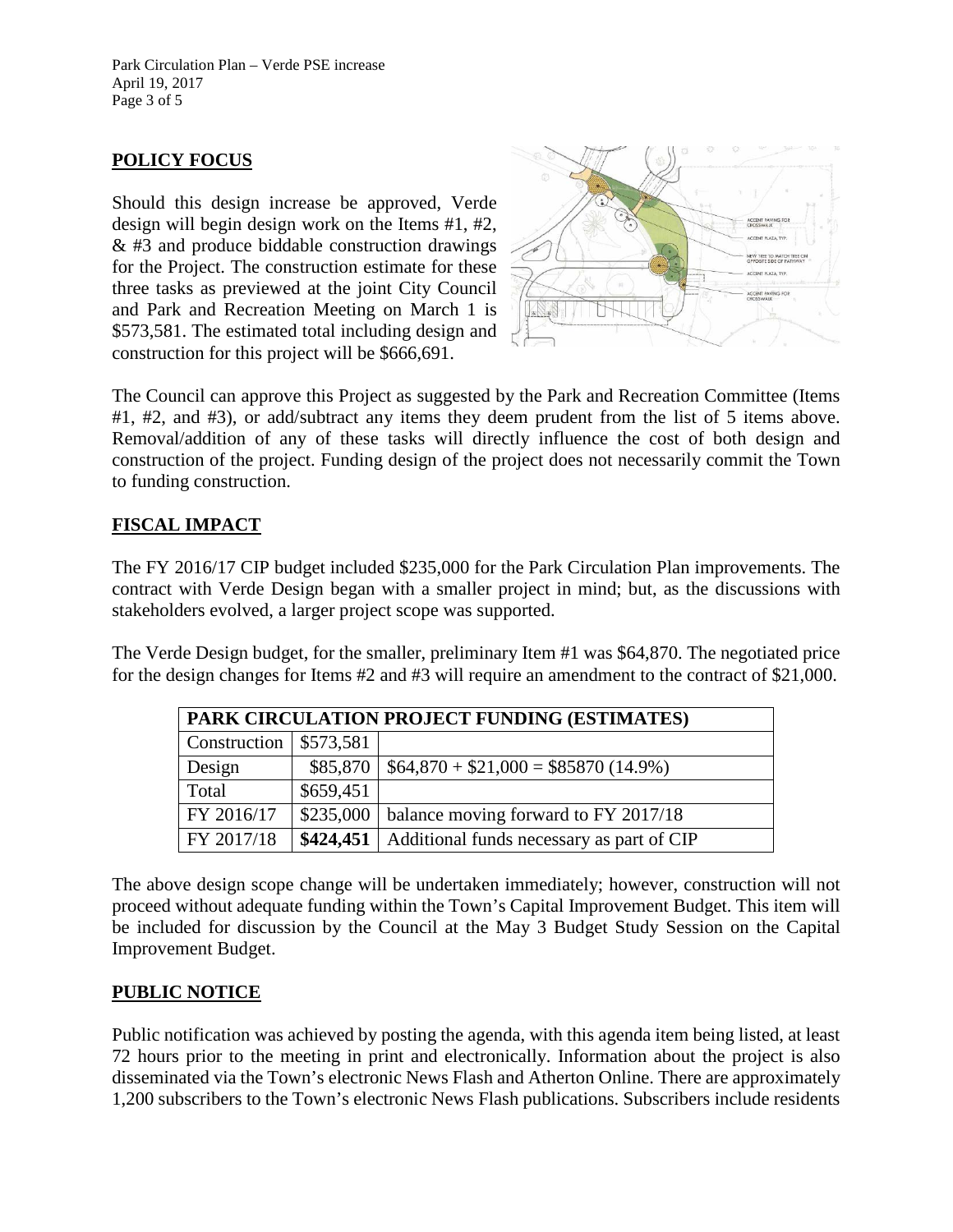## POLICY FOCUS

Should this design increase be approved, Verde design will begin design work on the Items #1, #2, & #3 and produce biddable construction drawings for the Project. The construction estimate for these three tasks as previewed at the joint City Council and Park and Recreation Meeting on March 1 is $573,581. The estimated total including design and construction for this project will be $666,691.

The Council can approve this Project as suggested by the Park and Recreation Committee (Items #1, #2, and #3), or add/subtract any items they deem prudent from the list of 5 items above. Removal/addition of any of these tasks will directly influence the cost of both design and construction of the project. Funding design of the project does not necessarily commit the Town to funding construction.

## FISCAL IMPACT

The FY 2016/17 CIP budget included $235,000 for the Park Circulation Plan improvements. The contract with Verde Design began with a smaller project in mind; but, as the discussions with stakeholders evolved, a larger project scope was supported.

The Verde Design budget, for the smaller, preliminary Item #1 was $64,870. The negotiated price for the design changes for Items #2 and #3 will require an amendment to the contract of $21,000.

| PARK CIRCULATION PROJECT FUNDING (ESTIMATES) | | |
|---|---|---|
| Construction | $573,581 | |
| Design | $85,870 | $64,870 + $21,000 = $85870 (14.9%) |
| Total | $659,451 | |
| FY 2016/17 | $235,000 | balance moving forward to FY 2017/18 |
| FY 2017/18 | **$424,451** | Additional funds necessary as part of CIP |

The above design scope change will be undertaken immediately; however, construction will not proceed without adequate funding within the Town's Capital Improvement Budget. This item will be included for discussion by the Council at the May 3 Budget Study Session on the Capital Improvement Budget.

## PUBLIC NOTICE

Public notification was achieved by posting the agenda, with this agenda item being listed, at least 72 hours prior to the meeting in print and electronically. Information about the project is also disseminated via the Town's electronic News Flash and Atherton Online. There are approximately 1,200 subscribers to the Town's electronic News Flash publications. Subscribers include residents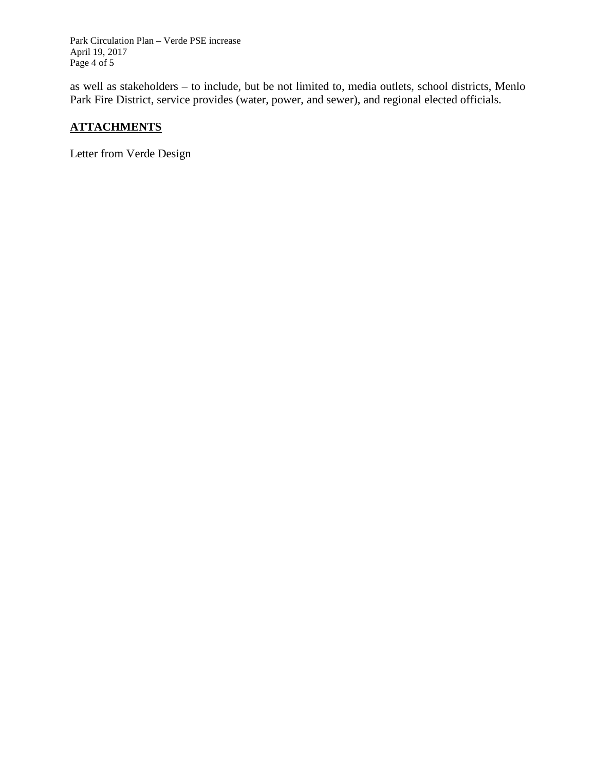as well as stakeholders – to include, but be not limited to, media outlets, school districts, Menlo Park Fire District, service provides (water, power, and sewer), and regional elected officials.

## **ATTACHMENTS**

Letter from Verde Design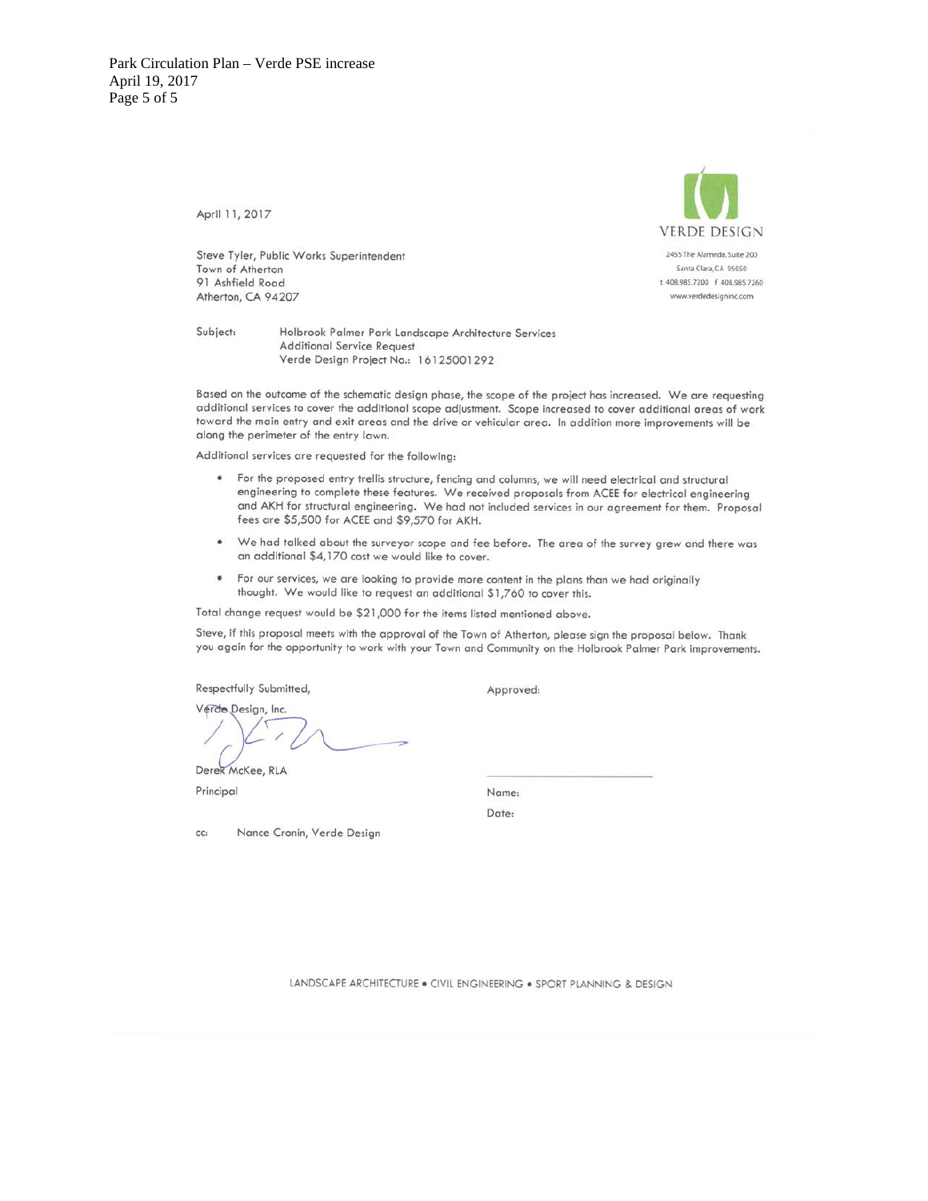April 11, 2017

VERDE DESIGN

2455 The Alameda, Suite 200
Santa Clara, CA 95050
t 408.985.7200 f 408.985.7260
www.verdedesigninc.com

Steve Tyler, Public Works Superintendent
Town of Atherton
91 Ashfield Road
Atherton, CA 94207

Subject: Holbrook Palmer Park Landscape Architecture Services
Additional Service Request
Verde Design Project No.: 16125001292

Based on the outcome of the schematic design phase, the scope of the project has increased. We are requesting additional services to cover the additional scope adjustment. Scope increased to cover additional areas of work toward the main entry and exit areas and the drive or vehicular area. In addition more improvements will be along the perimeter of the entry lawn.

Additional services are requested for the following:

- For the proposed entry trellis structure, fencing and columns, we will need electrical and structural engineering to complete these features. We received proposals from ACEE for electrical engineering and AKH for structural engineering. We had not included services in our agreement for them. Proposal fees are $5,500 for ACEE and $9,570 for AKH.
- We had talked about the surveyor scope and fee before. The area of the survey grew and there was an additional $4,170 cost we would like to cover.
- For our services, we are looking to provide more content in the plans than we had originally thought. We would like to request an additional $1,760 to cover this.

Total change request would be $21,000 for the items listed mentioned above.

Steve, if this proposal meets with the approval of the Town of Atherton, please sign the proposal below. Thank you again for the opportunity to work with your Town and Community on the Holbrook Palmer Park improvements.

Respectfully Submitted,

Verde Design, Inc.

Derek McKee, RLA
Principal

Approved:

\_\_\_\_\_\_\_\_\_\_\_\_\_\_\_\_\_\_\_\_\_\_\_\_\_\_\_\_

Name:

Date:

cc: Nance Cronin, Verde Design

LANDSCAPE ARCHITECTURE • CIVIL ENGINEERING • SPORT PLANNING & DESIGN